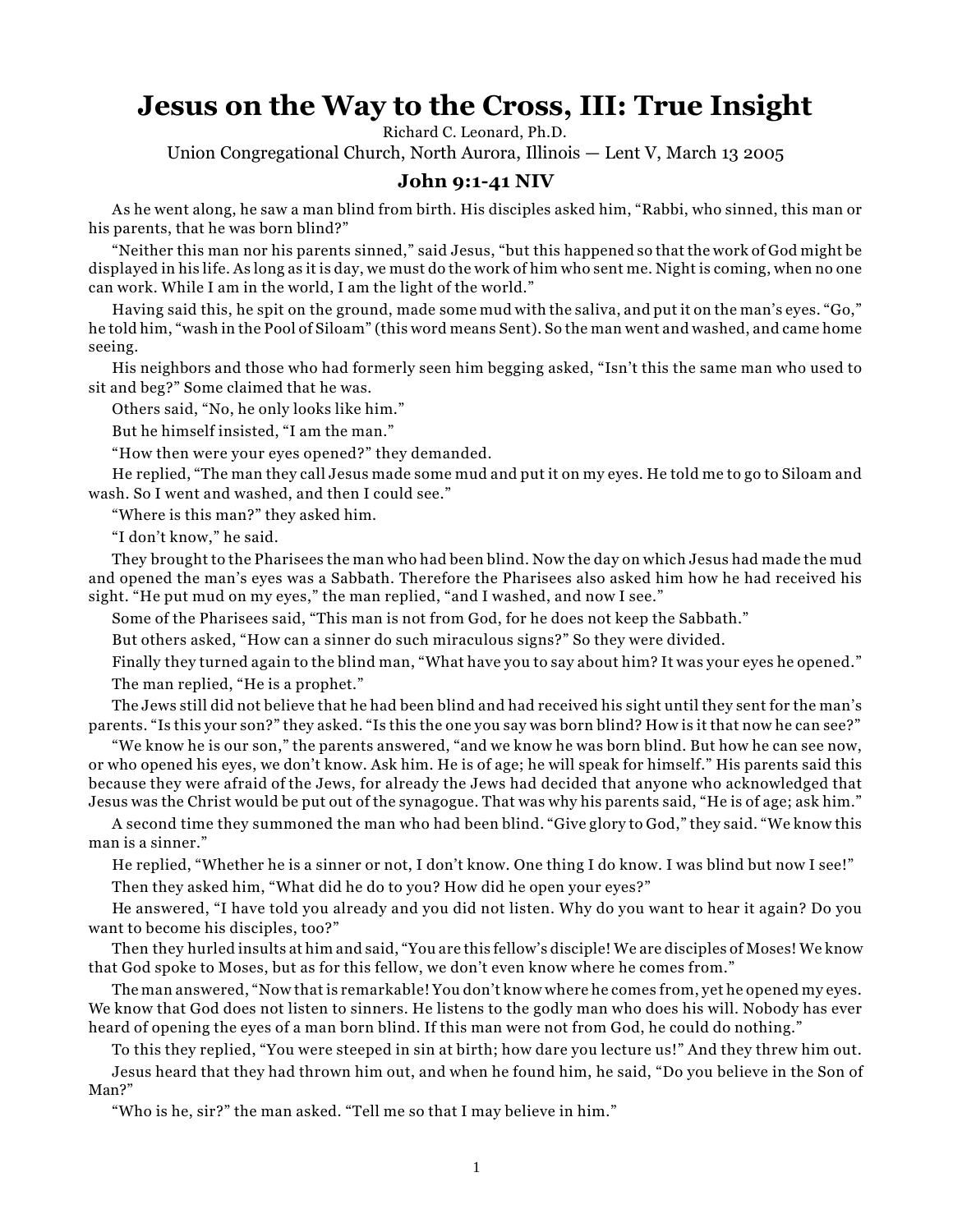# Jesus on the Way to the Cross, III: True Insight

Richard C. Leonard, Ph.D.

Union Congregational Church, North Aurora, Illinois — Lent V, March 13 2005

## John 9:1-41 NIV

As he went along, he saw a man blind from birth. His disciples asked him, “Rabbi, who sinned, this man or his parents, that he was born blind?”

“Neither this man nor his parents sinned,” said Jesus, “but this happened so that the work of God might be displayed in his life. As long as it is day, we must do the work of him who sent me. Night is coming, when no one can work. While I am in the world, I am the light of the world.”

Having said this, he spit on the ground, made some mud with the saliva, and put it on the man’s eyes. “Go,” he told him, “wash in the Pool of Siloam” (this word means Sent). So the man went and washed, and came home seeing.

His neighbors and those who had formerly seen him begging asked, “Isn’t this the same man who used to sit and beg?” Some claimed that he was.

Others said, “No, he only looks like him.”

But he himself insisted, “I am the man.”

“How then were your eyes opened?” they demanded.

He replied, “The man they call Jesus made some mud and put it on my eyes. He told me to go to Siloam and wash. So I went and washed, and then I could see.”

“Where is this man?” they asked him.

“I don’t know,” he said.

They brought to the Pharisees the man who had been blind. Now the day on which Jesus had made the mud and opened the man’s eyes was a Sabbath. Therefore the Pharisees also asked him how he had received his sight. “He put mud on my eyes,” the man replied, “and I washed, and now I see.”

Some of the Pharisees said, “This man is not from God, for he does not keep the Sabbath.”

But others asked, “How can a sinner do such miraculous signs?” So they were divided.

Finally they turned again to the blind man, “What have you to say about him? It was your eyes he opened.”

The man replied, “He is a prophet.”

The Jews still did not believe that he had been blind and had received his sight until they sent for the man’s parents. “Is this your son?” they asked. “Is this the one you say was born blind? How is it that now he can see?”

“We know he is our son,” the parents answered, “and we know he was born blind. But how he can see now, or who opened his eyes, we don’t know. Ask him. He is of age; he will speak for himself.” His parents said this because they were afraid of the Jews, for already the Jews had decided that anyone who acknowledged that Jesus was the Christ would be put out of the synagogue. That was why his parents said, “He is of age; ask him.”

A second time they summoned the man who had been blind. “Give glory to God,” they said. “We know this man is a sinner.”

He replied, “Whether he is a sinner or not, I don’t know. One thing I do know. I was blind but now I see!”

Then they asked him, “What did he do to you? How did he open your eyes?”

He answered, “I have told you already and you did not listen. Why do you want to hear it again? Do you want to become his disciples, too?”

Then they hurled insults at him and said, “You are this fellow’s disciple! We are disciples of Moses! We know that God spoke to Moses, but as for this fellow, we don’t even know where he comes from.”

The man answered, “Now that is remarkable! You don’t know where he comes from, yet he opened my eyes. We know that God does not listen to sinners. He listens to the godly man who does his will. Nobody has ever heard of opening the eyes of a man born blind. If this man were not from God, he could do nothing.”

To this they replied, “You were steeped in sin at birth; how dare you lecture us!” And they threw him out.

Jesus heard that they had thrown him out, and when he found him, he said, “Do you believe in the Son of Man?”

“Who is he, sir?” the man asked. “Tell me so that I may believe in him.”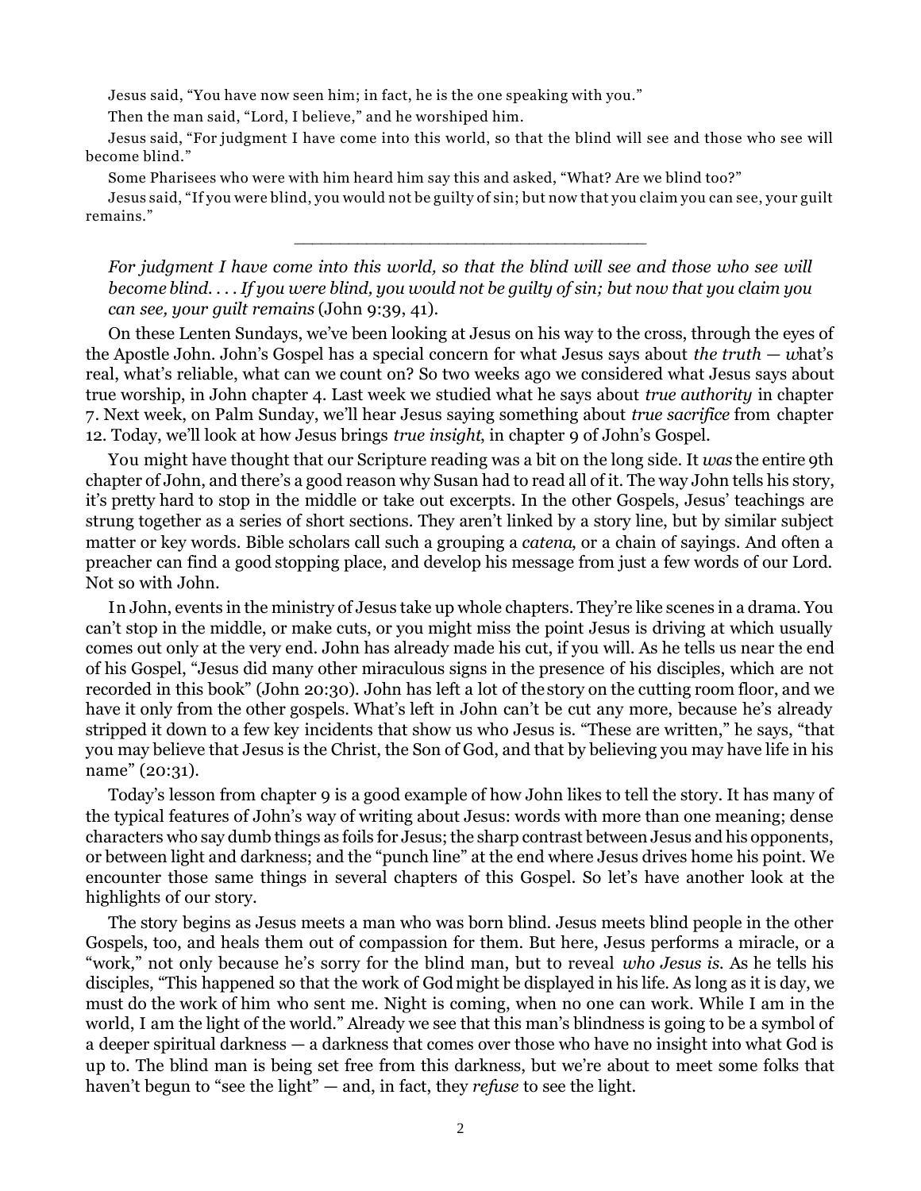Jesus said, "You have now seen him; in fact, he is the one speaking with you."

Then the man said, "Lord, I believe," and he worshiped him.

Jesus said, "For judgment I have come into this world, so that the blind will see and those who see will become blind."

Some Pharisees who were with him heard him say this and asked, "What? Are we blind too?"

Jesus said, "If you were blind, you would not be guilty of sin; but now that you claim you can see, your guilt remains."

---

*For judgment I have come into this world, so that the blind will see and those who see will become blind. . . . If you were blind, you would not be guilty of sin; but now that you claim you can see, your guilt remains* (John 9:39, 41).

On these Lenten Sundays, we've been looking at Jesus on his way to the cross, through the eyes of the Apostle John. John's Gospel has a special concern for what Jesus says about *the truth — w*hat's real, what's reliable, what can we count on? So two weeks ago we considered what Jesus says about true worship, in John chapter 4. Last week we studied what he says about *true authority* in chapter 7. Next week, on Palm Sunday, we'll hear Jesus saying something about *true sacrifice* from chapter 12. Today, we'll look at how Jesus brings *true insight*, in chapter 9 of John's Gospel.

You might have thought that our Scripture reading was a bit on the long side. It *was* the entire 9th chapter of John, and there's a good reason why Susan had to read all of it. The way John tells his story, it's pretty hard to stop in the middle or take out excerpts. In the other Gospels, Jesus' teachings are strung together as a series of short sections. They aren't linked by a story line, but by similar subject matter or key words. Bible scholars call such a grouping a *catena*, or a chain of sayings. And often a preacher can find a good stopping place, and develop his message from just a few words of our Lord. Not so with John.

In John, events in the ministry of Jesus take up whole chapters. They're like scenes in a drama. You can't stop in the middle, or make cuts, or you might miss the point Jesus is driving at which usually comes out only at the very end. John has already made his cut, if you will. As he tells us near the end of his Gospel, "Jesus did many other miraculous signs in the presence of his disciples, which are not recorded in this book" (John 20:30). John has left a lot of the story on the cutting room floor, and we have it only from the other gospels. What's left in John can't be cut any more, because he's already stripped it down to a few key incidents that show us who Jesus is. "These are written," he says, "that you may believe that Jesus is the Christ, the Son of God, and that by believing you may have life in his name" (20:31).

Today's lesson from chapter 9 is a good example of how John likes to tell the story. It has many of the typical features of John's way of writing about Jesus: words with more than one meaning; dense characters who say dumb things as foils for Jesus; the sharp contrast between Jesus and his opponents, or between light and darkness; and the "punch line" at the end where Jesus drives home his point. We encounter those same things in several chapters of this Gospel. So let's have another look at the highlights of our story.

The story begins as Jesus meets a man who was born blind. Jesus meets blind people in the other Gospels, too, and heals them out of compassion for them. But here, Jesus performs a miracle, or a "work," not only because he's sorry for the blind man, but to reveal *who Jesus is*. As he tells his disciples, "This happened so that the work of God might be displayed in his life. As long as it is day, we must do the work of him who sent me. Night is coming, when no one can work. While I am in the world, I am the light of the world." Already we see that this man's blindness is going to be a symbol of a deeper spiritual darkness — a darkness that comes over those who have no insight into what God is up to. The blind man is being set free from this darkness, but we're about to meet some folks that haven't begun to "see the light" — and, in fact, they *refuse* to see the light.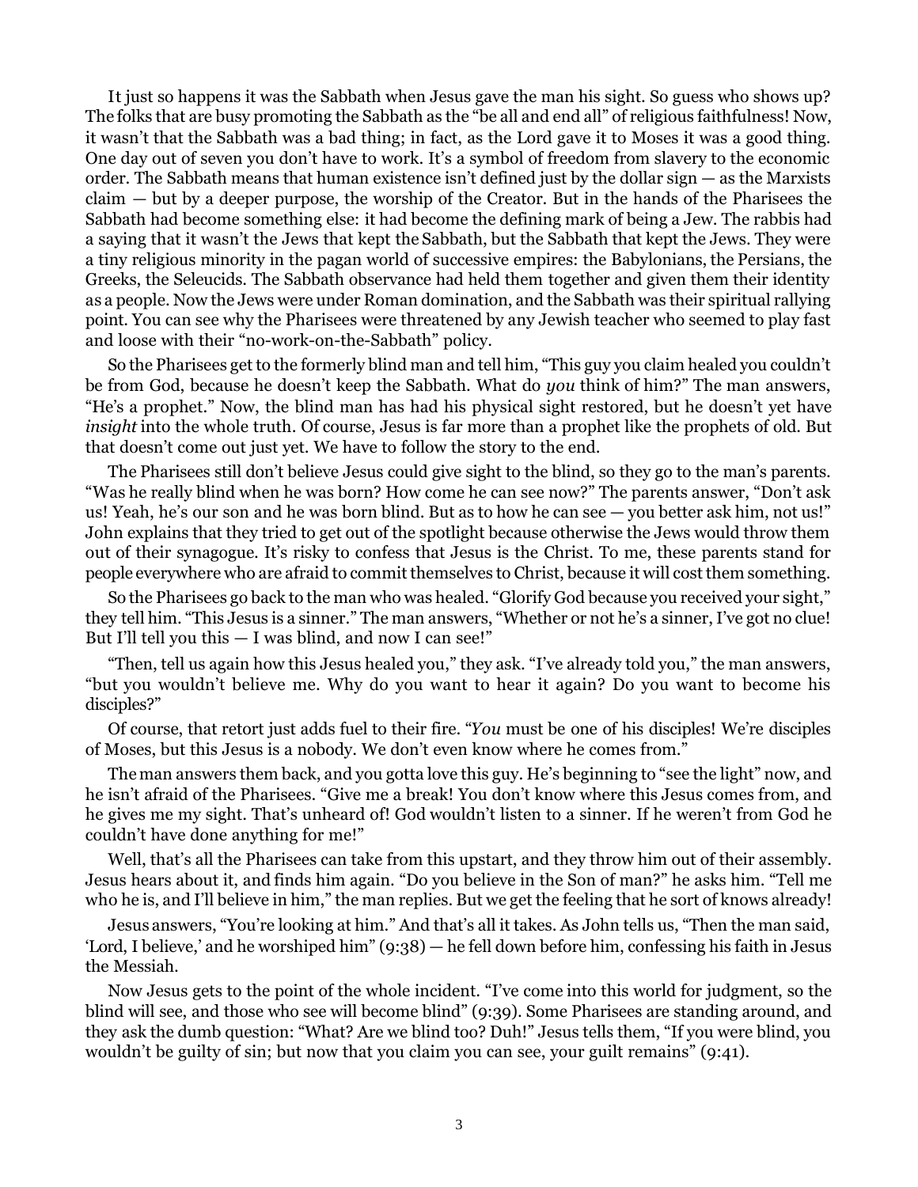It just so happens it was the Sabbath when Jesus gave the man his sight. So guess who shows up? The folks that are busy promoting the Sabbath as the "be all and end all" of religious faithfulness! Now, it wasn't that the Sabbath was a bad thing; in fact, as the Lord gave it to Moses it was a good thing. One day out of seven you don't have to work. It's a symbol of freedom from slavery to the economic order. The Sabbath means that human existence isn't defined just by the dollar sign — as the Marxists claim — but by a deeper purpose, the worship of the Creator. But in the hands of the Pharisees the Sabbath had become something else: it had become the defining mark of being a Jew. The rabbis had a saying that it wasn't the Jews that kept the Sabbath, but the Sabbath that kept the Jews. They were a tiny religious minority in the pagan world of successive empires: the Babylonians, the Persians, the Greeks, the Seleucids. The Sabbath observance had held them together and given them their identity as a people. Now the Jews were under Roman domination, and the Sabbath was their spiritual rallying point. You can see why the Pharisees were threatened by any Jewish teacher who seemed to play fast and loose with their "no-work-on-the-Sabbath" policy.

So the Pharisees get to the formerly blind man and tell him, "This guy you claim healed you couldn't be from God, because he doesn't keep the Sabbath. What do *you* think of him?" The man answers, "He's a prophet." Now, the blind man has had his physical sight restored, but he doesn't yet have *insight* into the whole truth. Of course, Jesus is far more than a prophet like the prophets of old. But that doesn't come out just yet. We have to follow the story to the end.

The Pharisees still don't believe Jesus could give sight to the blind, so they go to the man's parents. "Was he really blind when he was born? How come he can see now?" The parents answer, "Don't ask us! Yeah, he's our son and he was born blind. But as to how he can see — you better ask him, not us!" John explains that they tried to get out of the spotlight because otherwise the Jews would throw them out of their synagogue. It's risky to confess that Jesus is the Christ. To me, these parents stand for people everywhere who are afraid to commit themselves to Christ, because it will cost them something.

So the Pharisees go back to the man who was healed. "Glorify God because you received your sight," they tell him. "This Jesus is a sinner." The man answers, "Whether or not he's a sinner, I've got no clue! But I'll tell you this — I was blind, and now I can see!"

"Then, tell us again how this Jesus healed you," they ask. "I've already told you," the man answers, "but you wouldn't believe me. Why do you want to hear it again? Do you want to become his disciples?"

Of course, that retort just adds fuel to their fire. "*You* must be one of his disciples! We're disciples of Moses, but this Jesus is a nobody. We don't even know where he comes from."

The man answers them back, and you gotta love this guy. He's beginning to "see the light" now, and he isn't afraid of the Pharisees. "Give me a break! You don't know where this Jesus comes from, and he gives me my sight. That's unheard of! God wouldn't listen to a sinner. If he weren't from God he couldn't have done anything for me!"

Well, that's all the Pharisees can take from this upstart, and they throw him out of their assembly. Jesus hears about it, and finds him again. "Do you believe in the Son of man?" he asks him. "Tell me who he is, and I'll believe in him," the man replies. But we get the feeling that he sort of knows already!

Jesus answers, "You're looking at him." And that's all it takes. As John tells us, "Then the man said, 'Lord, I believe,' and he worshiped him" (9:38) — he fell down before him, confessing his faith in Jesus the Messiah.

Now Jesus gets to the point of the whole incident. "I've come into this world for judgment, so the blind will see, and those who see will become blind" (9:39). Some Pharisees are standing around, and they ask the dumb question: "What? Are we blind too? Duh!" Jesus tells them, "If you were blind, you wouldn't be guilty of sin; but now that you claim you can see, your guilt remains" (9:41).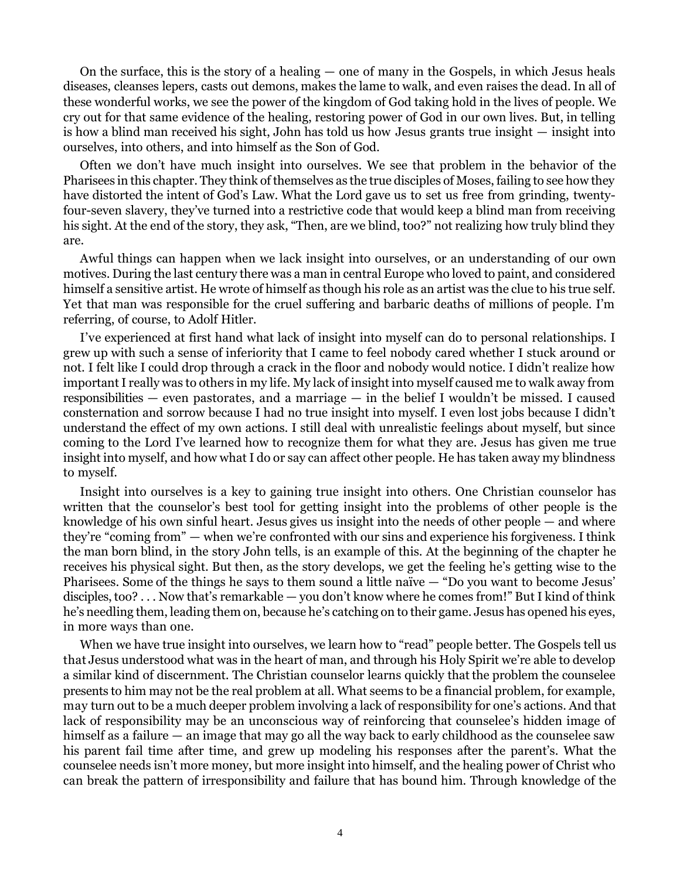On the surface, this is the story of a healing — one of many in the Gospels, in which Jesus heals diseases, cleanses lepers, casts out demons, makes the lame to walk, and even raises the dead. In all of these wonderful works, we see the power of the kingdom of God taking hold in the lives of people. We cry out for that same evidence of the healing, restoring power of God in our own lives. But, in telling is how a blind man received his sight, John has told us how Jesus grants true insight — insight into ourselves, into others, and into himself as the Son of God.

Often we don't have much insight into ourselves. We see that problem in the behavior of the Pharisees in this chapter. They think of themselves as the true disciples of Moses, failing to see how they have distorted the intent of God's Law. What the Lord gave us to set us free from grinding, twenty-four-seven slavery, they've turned into a restrictive code that would keep a blind man from receiving his sight. At the end of the story, they ask, "Then, are we blind, too?" not realizing how truly blind they are.

Awful things can happen when we lack insight into ourselves, or an understanding of our own motives. During the last century there was a man in central Europe who loved to paint, and considered himself a sensitive artist. He wrote of himself as though his role as an artist was the clue to his true self. Yet that man was responsible for the cruel suffering and barbaric deaths of millions of people. I'm referring, of course, to Adolf Hitler.

I've experienced at first hand what lack of insight into myself can do to personal relationships. I grew up with such a sense of inferiority that I came to feel nobody cared whether I stuck around or not. I felt like I could drop through a crack in the floor and nobody would notice. I didn't realize how important I really was to others in my life. My lack of insight into myself caused me to walk away from responsibilities — even pastorates, and a marriage — in the belief I wouldn't be missed. I caused consternation and sorrow because I had no true insight into myself. I even lost jobs because I didn't understand the effect of my own actions. I still deal with unrealistic feelings about myself, but since coming to the Lord I've learned how to recognize them for what they are. Jesus has given me true insight into myself, and how what I do or say can affect other people. He has taken away my blindness to myself.

Insight into ourselves is a key to gaining true insight into others. One Christian counselor has written that the counselor's best tool for getting insight into the problems of other people is the knowledge of his own sinful heart. Jesus gives us insight into the needs of other people — and where they're "coming from" — when we're confronted with our sins and experience his forgiveness. I think the man born blind, in the story John tells, is an example of this. At the beginning of the chapter he receives his physical sight. But then, as the story develops, we get the feeling he's getting wise to the Pharisees. Some of the things he says to them sound a little naïve — "Do you want to become Jesus' disciples, too? . . . Now that's remarkable — you don't know where he comes from!" But I kind of think he's needling them, leading them on, because he's catching on to their game. Jesus has opened his eyes, in more ways than one.

When we have true insight into ourselves, we learn how to "read" people better. The Gospels tell us that Jesus understood what was in the heart of man, and through his Holy Spirit we're able to develop a similar kind of discernment. The Christian counselor learns quickly that the problem the counselee presents to him may not be the real problem at all. What seems to be a financial problem, for example, may turn out to be a much deeper problem involving a lack of responsibility for one's actions. And that lack of responsibility may be an unconscious way of reinforcing that counselee's hidden image of himself as a failure — an image that may go all the way back to early childhood as the counselee saw his parent fail time after time, and grew up modeling his responses after the parent's. What the counselee needs isn't more money, but more insight into himself, and the healing power of Christ who can break the pattern of irresponsibility and failure that has bound him. Through knowledge of the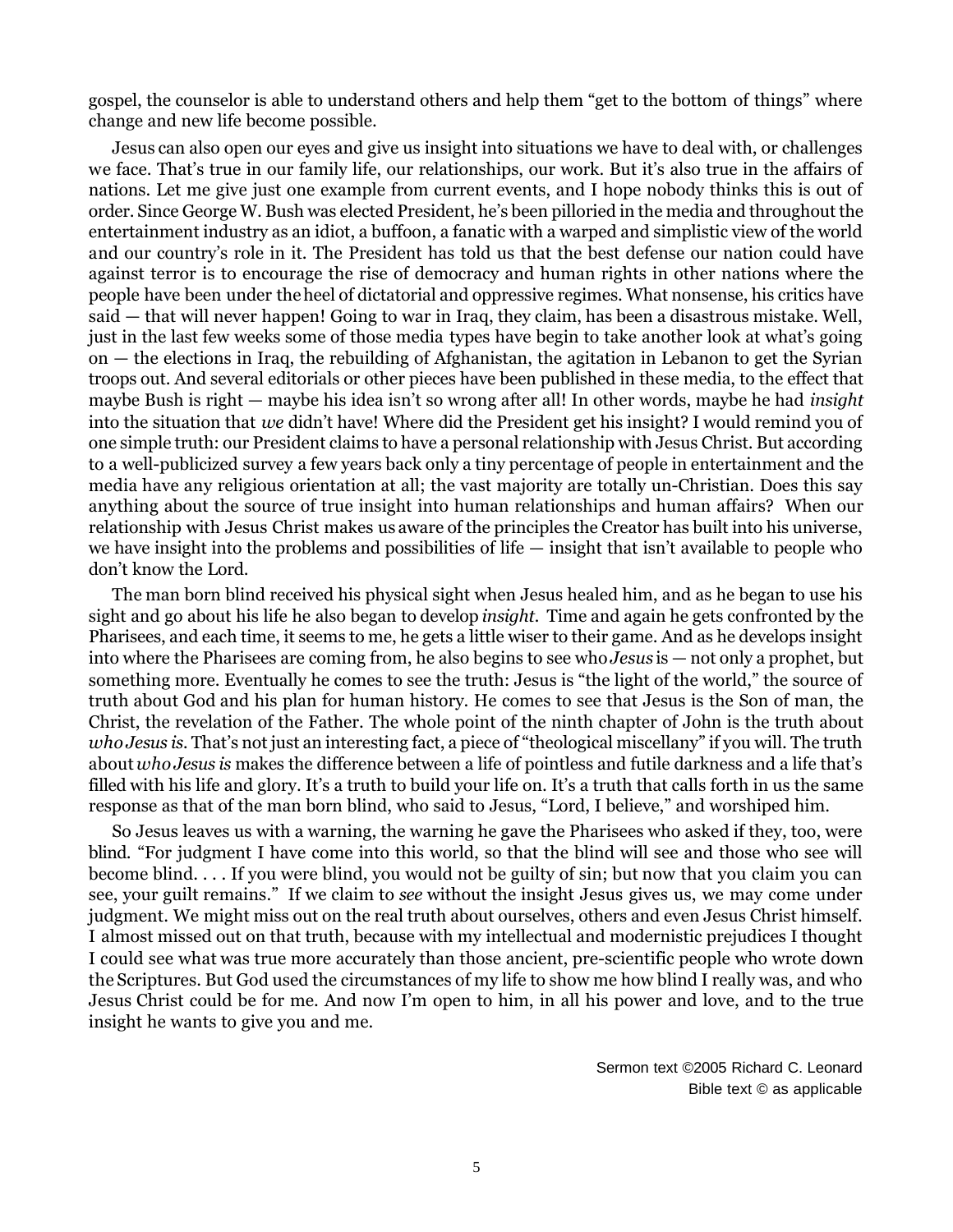gospel, the counselor is able to understand others and help them "get to the bottom of things" where change and new life become possible.

Jesus can also open our eyes and give us insight into situations we have to deal with, or challenges we face. That's true in our family life, our relationships, our work. But it's also true in the affairs of nations. Let me give just one example from current events, and I hope nobody thinks this is out of order. Since George W. Bush was elected President, he's been pilloried in the media and throughout the entertainment industry as an idiot, a buffoon, a fanatic with a warped and simplistic view of the world and our country's role in it. The President has told us that the best defense our nation could have against terror is to encourage the rise of democracy and human rights in other nations where the people have been under the heel of dictatorial and oppressive regimes. What nonsense, his critics have said — that will never happen! Going to war in Iraq, they claim, has been a disastrous mistake. Well, just in the last few weeks some of those media types have begin to take another look at what's going on — the elections in Iraq, the rebuilding of Afghanistan, the agitation in Lebanon to get the Syrian troops out. And several editorials or other pieces have been published in these media, to the effect that maybe Bush is right — maybe his idea isn't so wrong after all! In other words, maybe he had *insight* into the situation that *we* didn't have! Where did the President get his insight? I would remind you of one simple truth: our President claims to have a personal relationship with Jesus Christ. But according to a well-publicized survey a few years back only a tiny percentage of people in entertainment and the media have any religious orientation at all; the vast majority are totally un-Christian. Does this say anything about the source of true insight into human relationships and human affairs? When our relationship with Jesus Christ makes us aware of the principles the Creator has built into his universe, we have insight into the problems and possibilities of life — insight that isn't available to people who don't know the Lord.

The man born blind received his physical sight when Jesus healed him, and as he began to use his sight and go about his life he also began to develop *insight*. Time and again he gets confronted by the Pharisees, and each time, it seems to me, he gets a little wiser to their game. And as he develops insight into where the Pharisees are coming from, he also begins to see who *Jesus* is — not only a prophet, but something more. Eventually he comes to see the truth: Jesus is "the light of the world," the source of truth about God and his plan for human history. He comes to see that Jesus is the Son of man, the Christ, the revelation of the Father. The whole point of the ninth chapter of John is the truth about *who Jesus is*. That's not just an interesting fact, a piece of "theological miscellany" if you will. The truth about *who Jesus is* makes the difference between a life of pointless and futile darkness and a life that's filled with his life and glory. It's a truth to build your life on. It's a truth that calls forth in us the same response as that of the man born blind, who said to Jesus, "Lord, I believe," and worshiped him.

So Jesus leaves us with a warning, the warning he gave the Pharisees who asked if they, too, were blind. "For judgment I have come into this world, so that the blind will see and those who see will become blind. . . . If you were blind, you would not be guilty of sin; but now that you claim you can see, your guilt remains." If we claim to *see* without the insight Jesus gives us, we may come under judgment. We might miss out on the real truth about ourselves, others and even Jesus Christ himself. I almost missed out on that truth, because with my intellectual and modernistic prejudices I thought I could see what was true more accurately than those ancient, pre-scientific people who wrote down the Scriptures. But God used the circumstances of my life to show me how blind I really was, and who Jesus Christ could be for me. And now I'm open to him, in all his power and love, and to the true insight he wants to give you and me.

Sermon text ©2005 Richard C. Leonard
Bible text © as applicable